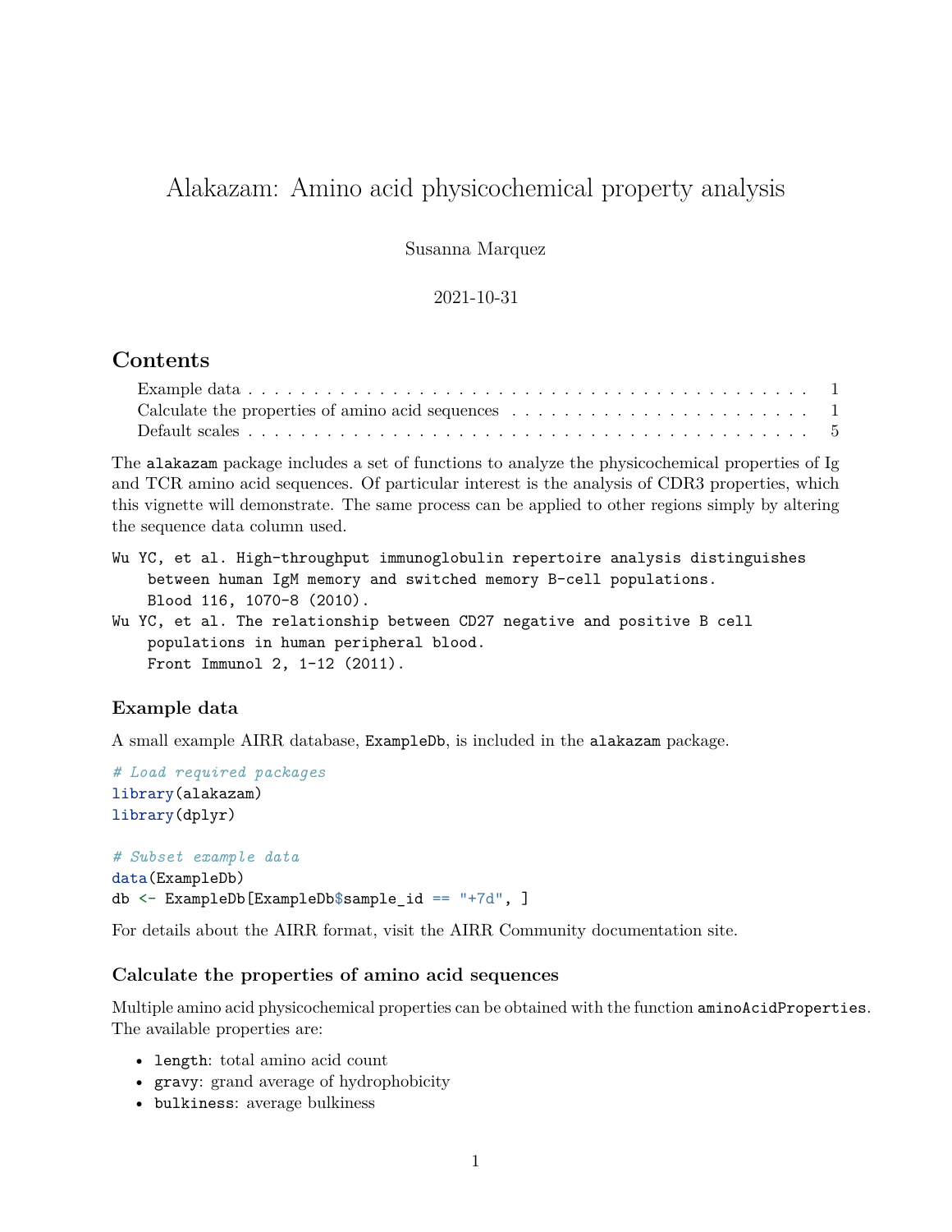# Alakazam: Amino acid physicochemical property analysis

Susanna Marquez

2021-10-31

## Contents

- Example data . . . . . . . . . . . . . . . . . . . . . . . . . . . . . . . . . . . . . . . . . . . . . 1
- Calculate the properties of amino acid sequences . . . . . . . . . . . . . . . . . . . . . . . . 1
- Default scales . . . . . . . . . . . . . . . . . . . . . . . . . . . . . . . . . . . . . . . . . . . . . 5

The `alakazam` package includes a set of functions to analyze the physicochemical properties of Ig and TCR amino acid sequences. Of particular interest is the analysis of CDR3 properties, which this vignette will demonstrate. The same process can be applied to other regions simply by altering the sequence data column used.

```
Wu YC, et al. High-throughput immunoglobulin repertoire analysis distinguishes
    between human IgM memory and switched memory B-cell populations.
    Blood 116, 1070-8 (2010).
Wu YC, et al. The relationship between CD27 negative and positive B cell
    populations in human peripheral blood.
    Front Immunol 2, 1-12 (2011).
```

### Example data

A small example AIRR database, `ExampleDb`, is included in the `alakazam` package.

```
# Load required packages
library(alakazam)
library(dplyr)

# Subset example data
data(ExampleDb)
db <- ExampleDb[ExampleDb$sample_id == "+7d", ]
```

For details about the AIRR format, visit the AIRR Community documentation site.

### Calculate the properties of amino acid sequences

Multiple amino acid physicochemical properties can be obtained with the function `aminoAcidProperties`. The available properties are:

- `length`: total amino acid count
- `gravy`: grand average of hydrophobicity
- `bulkiness`: average bulkiness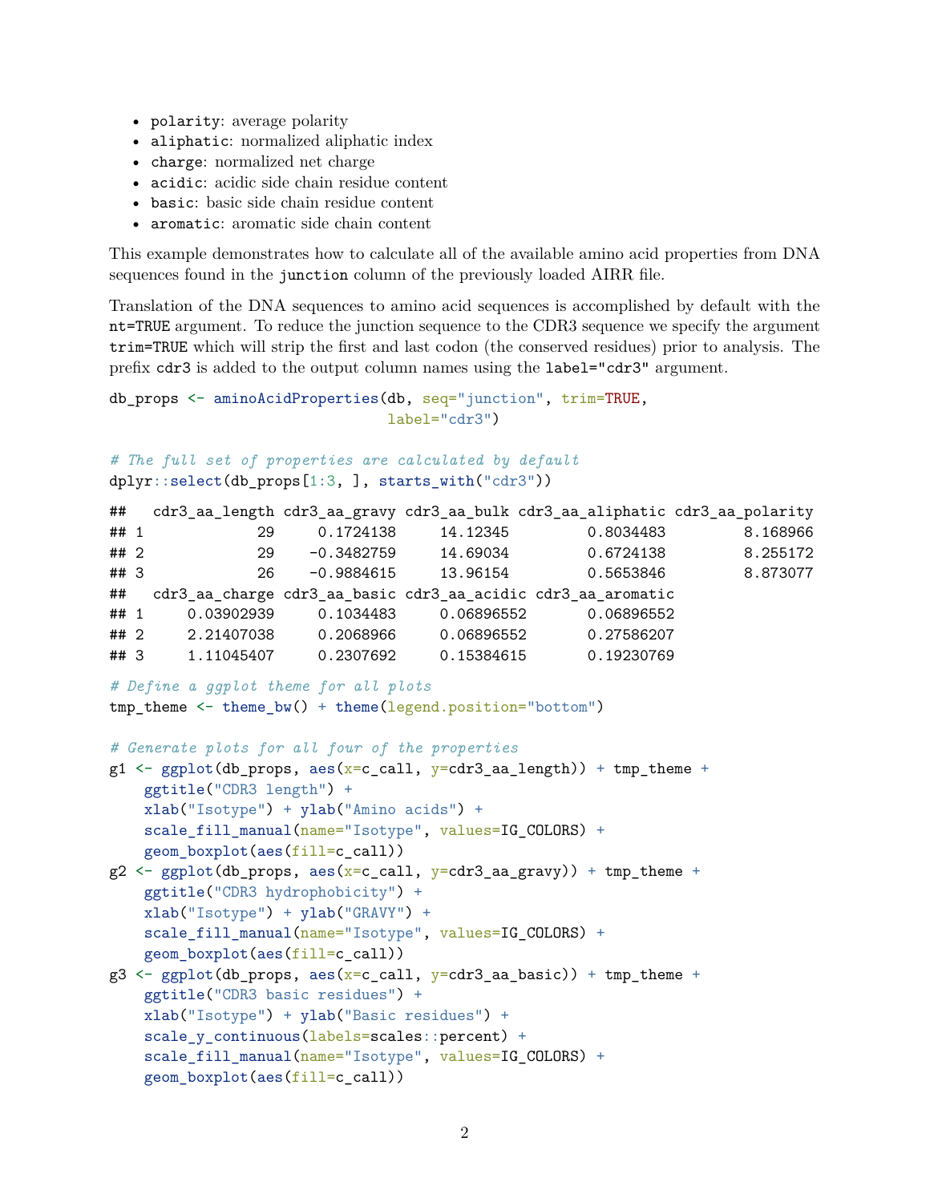- `polarity`: average polarity
- `aliphatic`: normalized aliphatic index
- `charge`: normalized net charge
- `acidic`: acidic side chain residue content
- `basic`: basic side chain residue content
- `aromatic`: aromatic side chain content

This example demonstrates how to calculate all of the available amino acid properties from DNA sequences found in the `junction` column of the previously loaded AIRR file.

Translation of the DNA sequences to amino acid sequences is accomplished by default with the `nt=TRUE` argument. To reduce the junction sequence to the CDR3 sequence we specify the argument `trim=TRUE` which will strip the first and last codon (the conserved residues) prior to analysis. The prefix `cdr3` is added to the output column names using the `label="cdr3"` argument.

```
db_props <- aminoAcidProperties(db, seq="junction", trim=TRUE,
                                label="cdr3")

# The full set of properties are calculated by default
dplyr::select(db_props[1:3, ], starts_with("cdr3"))
```

```
##   cdr3_aa_length cdr3_aa_gravy cdr3_aa_bulk cdr3_aa_aliphatic cdr3_aa_polarity
## 1             29     0.1724138     14.12345         0.8034483         8.168966
## 2             29    -0.3482759     14.69034         0.6724138         8.255172
## 3             26    -0.9884615     13.96154         0.5653846         8.873077
##   cdr3_aa_charge cdr3_aa_basic cdr3_aa_acidic cdr3_aa_aromatic
## 1     0.03902939     0.1034483     0.06896552       0.06896552
## 2     2.21407038     0.2068966     0.06896552       0.27586207
## 3     1.11045407     0.2307692     0.15384615       0.19230769
```

```
# Define a ggplot theme for all plots
tmp_theme <- theme_bw() + theme(legend.position="bottom")

# Generate plots for all four of the properties
g1 <- ggplot(db_props, aes(x=c_call, y=cdr3_aa_length)) + tmp_theme +
    ggtitle("CDR3 length") +
    xlab("Isotype") + ylab("Amino acids") +
    scale_fill_manual(name="Isotype", values=IG_COLORS) +
    geom_boxplot(aes(fill=c_call))
g2 <- ggplot(db_props, aes(x=c_call, y=cdr3_aa_gravy)) + tmp_theme +
    ggtitle("CDR3 hydrophobicity") +
    xlab("Isotype") + ylab("GRAVY") +
    scale_fill_manual(name="Isotype", values=IG_COLORS) +
    geom_boxplot(aes(fill=c_call))
g3 <- ggplot(db_props, aes(x=c_call, y=cdr3_aa_basic)) + tmp_theme +
    ggtitle("CDR3 basic residues") +
    xlab("Isotype") + ylab("Basic residues") +
    scale_y_continuous(labels=scales::percent) +
    scale_fill_manual(name="Isotype", values=IG_COLORS) +
    geom_boxplot(aes(fill=c_call))
```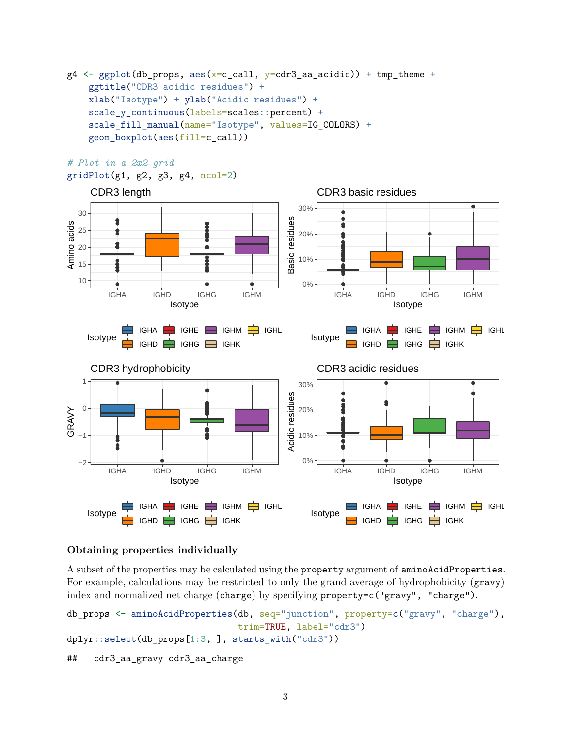```r
g4 <- ggplot(db_props, aes(x=c_call, y=cdr3_aa_acidic)) + tmp_theme +
    ggtitle("CDR3 acidic residues") +
    xlab("Isotype") + ylab("Acidic residues") +
    scale_y_continuous(labels=scales::percent) +
    scale_fill_manual(name="Isotype", values=IG_COLORS) +
    geom_boxplot(aes(fill=c_call))

# Plot in a 2x2 grid
gridPlot(g1, g2, g3, g4, ncol=2)
```

### Obtaining properties individually

A subset of the properties may be calculated using the `property` argument of `aminoAcidProperties`. For example, calculations may be restricted to only the grand average of hydrophobicity (`gravy`) index and normalized net charge (`charge`) by specifying `property=c("gravy", "charge")`.

```r
db_props <- aminoAcidProperties(db, seq="junction", property=c("gravy", "charge"),
                                trim=TRUE, label="cdr3")
dplyr::select(db_props[1:3, ], starts_with("cdr3"))
```

```
##    cdr3_aa_gravy cdr3_aa_charge
```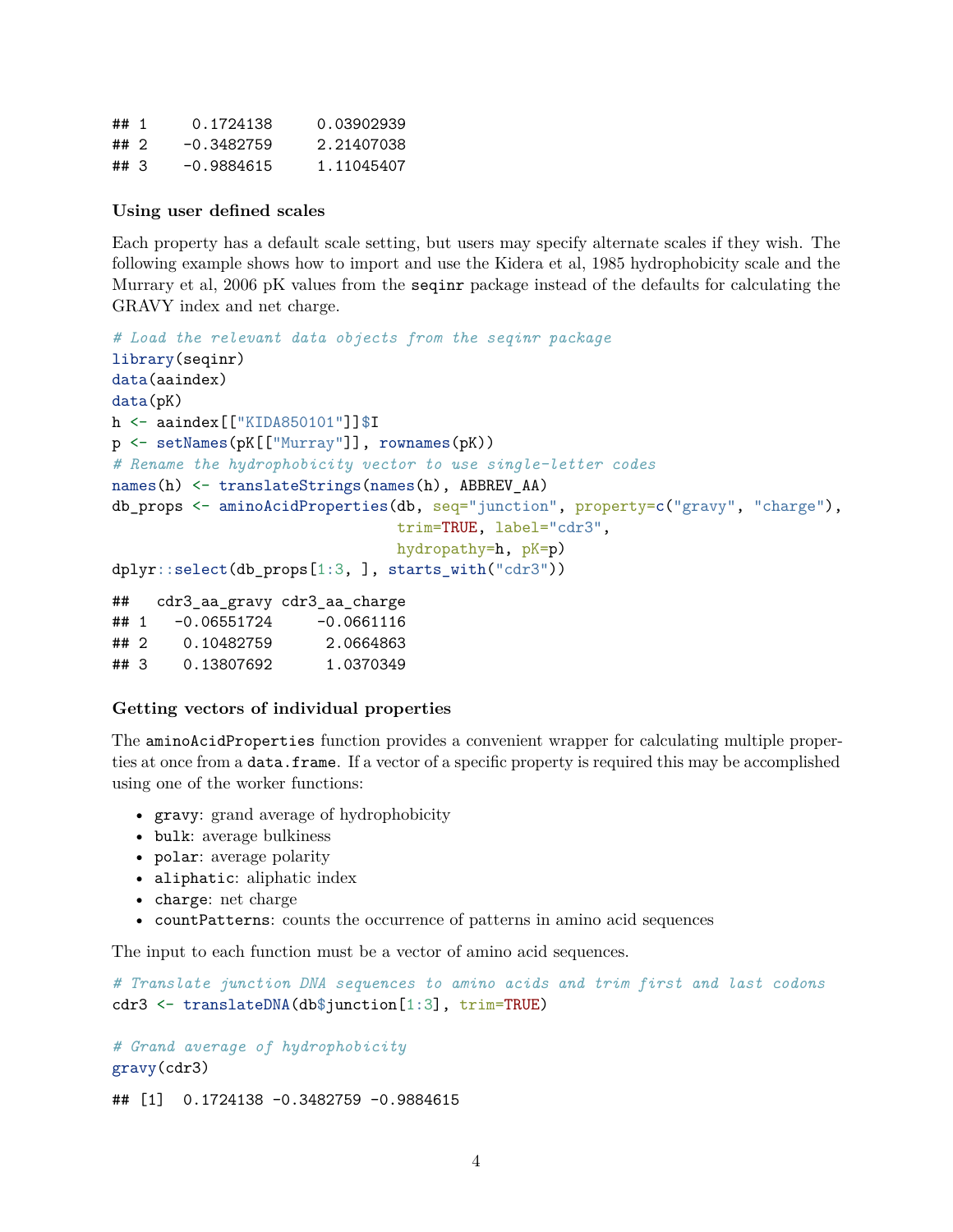```
## 1     0.1724138     0.03902939
## 2    -0.3482759     2.21407038
## 3    -0.9884615     1.11045407
```

### Using user defined scales

Each property has a default scale setting, but users may specify alternate scales if they wish. The following example shows how to import and use the Kidera et al, 1985 hydrophobicity scale and the Murrary et al, 2006 pK values from the `seqinr` package instead of the defaults for calculating the GRAVY index and net charge.

```
# Load the relevant data objects from the seqinr package
library(seqinr)
data(aaindex)
data(pK)
h <- aaindex[["KIDA850101"]]$I
p <- setNames(pK[["Murray"]], rownames(pK))
# Rename the hydrophobicity vector to use single-letter codes
names(h) <- translateStrings(names(h), ABBREV_AA)
db_props <- aminoAcidProperties(db, seq="junction", property=c("gravy", "charge"),
                                trim=TRUE, label="cdr3",
                                hydropathy=h, pK=p)
dplyr::select(db_props[1:3, ], starts_with("cdr3"))
```

```
##   cdr3_aa_gravy cdr3_aa_charge
## 1   -0.06551724     -0.0661116
## 2    0.10482759      2.0664863
## 3    0.13807692      1.0370349
```

### Getting vectors of individual properties

The `aminoAcidProperties` function provides a convenient wrapper for calculating multiple properties at once from a `data.frame`. If a vector of a specific property is required this may be accomplished using one of the worker functions:

- `gravy`: grand average of hydrophobicity
- `bulk`: average bulkiness
- `polar`: average polarity
- `aliphatic`: aliphatic index
- `charge`: net charge
- `countPatterns`: counts the occurrence of patterns in amino acid sequences

The input to each function must be a vector of amino acid sequences.

```
# Translate junction DNA sequences to amino acids and trim first and last codons
cdr3 <- translateDNA(db$junction[1:3], trim=TRUE)

# Grand average of hydrophobicity
gravy(cdr3)
```

```
## [1]  0.1724138 -0.3482759 -0.9884615
```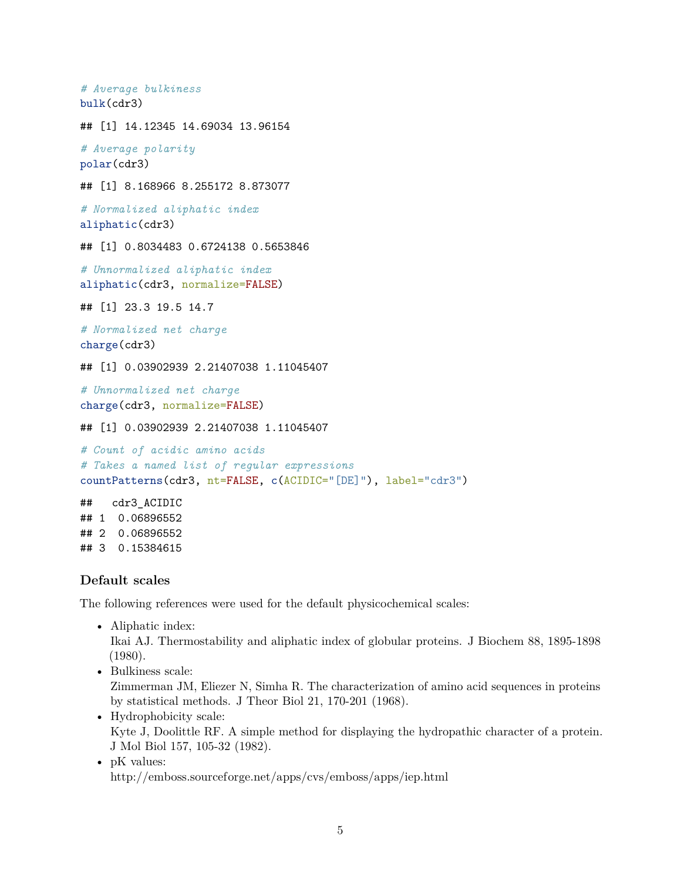```r
# Average bulkiness
bulk(cdr3)
```

```
## [1] 14.12345 14.69034 13.96154
```

```r
# Average polarity
polar(cdr3)
```

```
## [1] 8.168966 8.255172 8.873077
```

```r
# Normalized aliphatic index
aliphatic(cdr3)
```

```
## [1] 0.8034483 0.6724138 0.5653846
```

```r
# Unnormalized aliphatic index
aliphatic(cdr3, normalize=FALSE)
```

```
## [1] 23.3 19.5 14.7
```

```r
# Normalized net charge
charge(cdr3)
```

```
## [1] 0.03902939 2.21407038 1.11045407
```

```r
# Unnormalized net charge
charge(cdr3, normalize=FALSE)
```

```
## [1] 0.03902939 2.21407038 1.11045407
```

```r
# Count of acidic amino acids
# Takes a named list of regular expressions
countPatterns(cdr3, nt=FALSE, c(ACIDIC="[DE]"), label="cdr3")
```

```
##   cdr3_ACIDIC
## 1  0.06896552
## 2  0.06896552
## 3  0.15384615
```

### Default scales

The following references were used for the default physicochemical scales:

- Aliphatic index:
  Ikai AJ. Thermostability and aliphatic index of globular proteins. J Biochem 88, 1895-1898 (1980).
- Bulkiness scale:
  Zimmerman JM, Eliezer N, Simha R. The characterization of amino acid sequences in proteins by statistical methods. J Theor Biol 21, 170-201 (1968).
- Hydrophobicity scale:
  Kyte J, Doolittle RF. A simple method for displaying the hydropathic character of a protein. J Mol Biol 157, 105-32 (1982).
- pK values:
  http://emboss.sourceforge.net/apps/cvs/emboss/apps/iep.html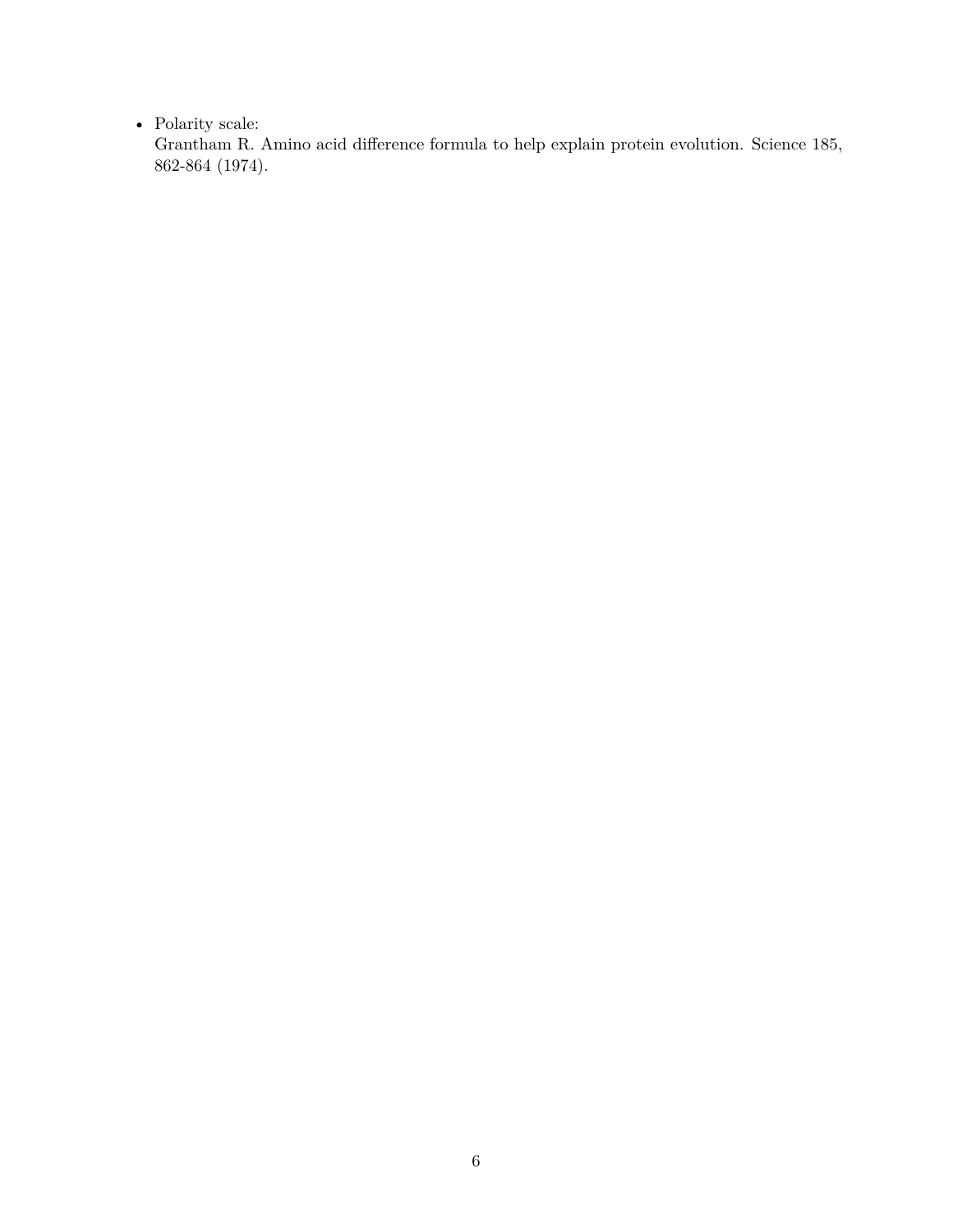- Polarity scale:
  Grantham R. Amino acid difference formula to help explain protein evolution. Science 185, 862-864 (1974).